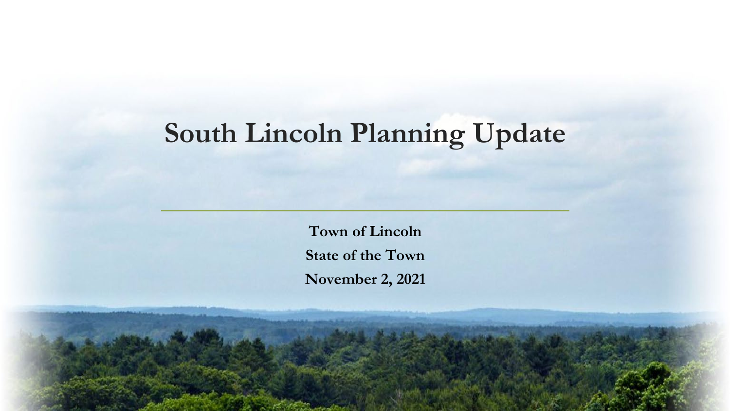# South Lincoln Planning Update

**Town of Lincoln**

**State of the Town**

**November 2, 2021**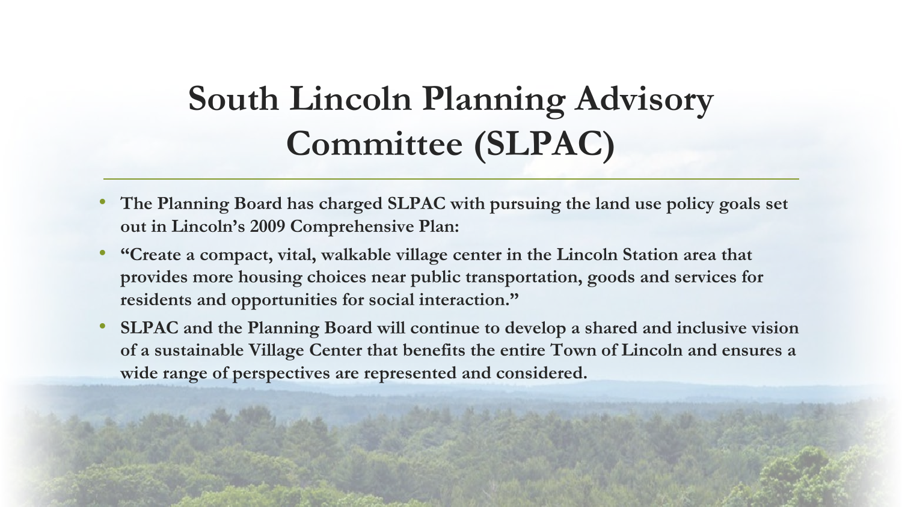# South Lincoln Planning Advisory Committee (SLPAC)

- **The Planning Board has charged SLPAC with pursuing the land use policy goals set out in Lincoln's 2009 Comprehensive Plan:**
- **"Create a compact, vital, walkable village center in the Lincoln Station area that provides more housing choices near public transportation, goods and services for residents and opportunities for social interaction."**
- **SLPAC and the Planning Board will continue to develop a shared and inclusive vision of a sustainable Village Center that benefits the entire Town of Lincoln and ensures a wide range of perspectives are represented and considered.**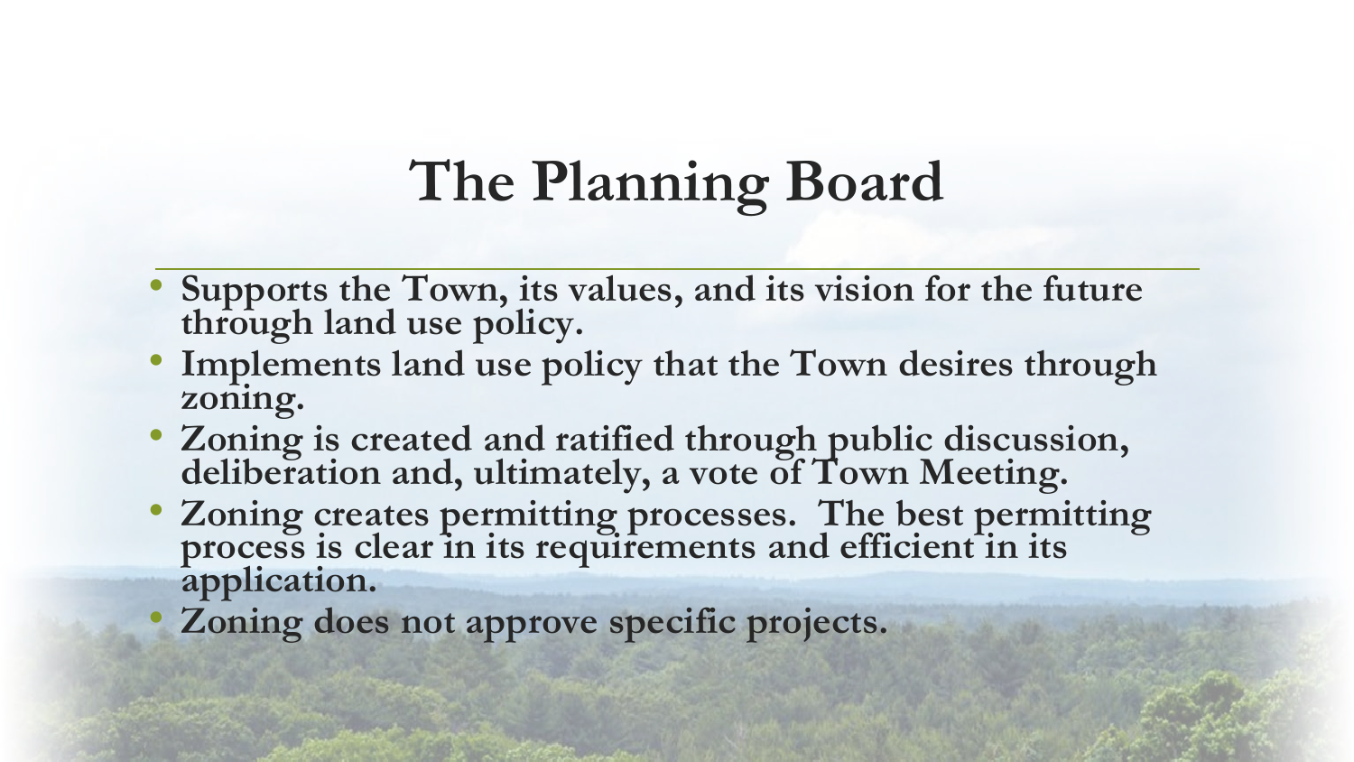# The Planning Board

- Supports the Town, its values, and its vision for the future through land use policy.
- Implements land use policy that the Town desires through zoning.
- Zoning is created and ratified through public discussion, deliberation and, ultimately, a vote of Town Meeting.
- Zoning creates permitting processes. The best permitting process is clear in its requirements and efficient in its application.
- Zoning does not approve specific projects.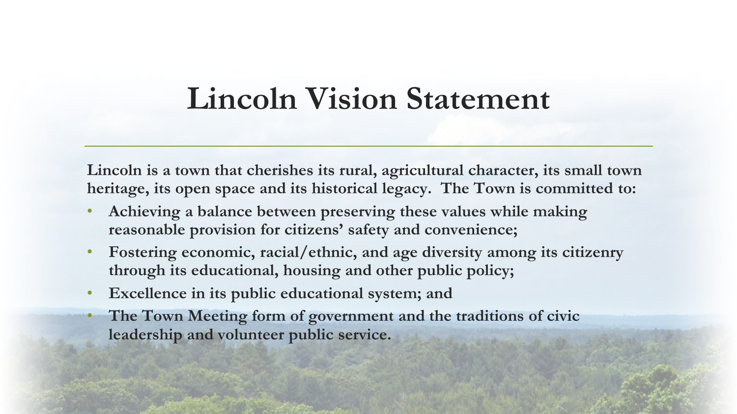# Lincoln Vision Statement

**Lincoln is a town that cherishes its rural, agricultural character, its small town heritage, its open space and its historical legacy. The Town is committed to:**

- **Achieving a balance between preserving these values while making reasonable provision for citizens' safety and convenience;**
- **Fostering economic, racial/ethnic, and age diversity among its citizenry through its educational, housing and other public policy;**
- **Excellence in its public educational system; and**
- **The Town Meeting form of government and the traditions of civic leadership and volunteer public service.**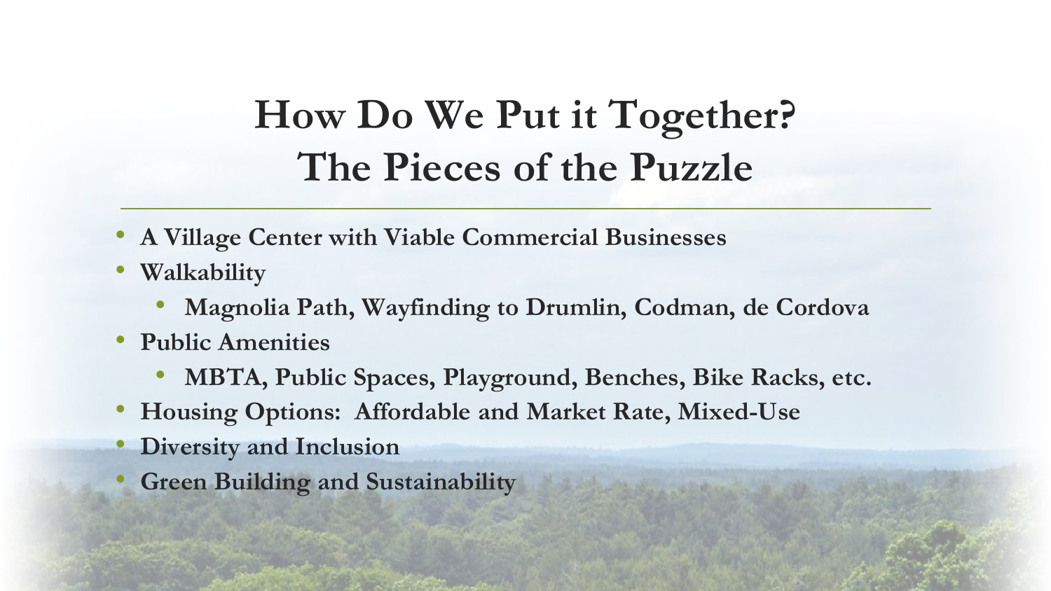# How Do We Put it Together?
# The Pieces of the Puzzle

- A Village Center with Viable Commercial Businesses
- Walkability
  - Magnolia Path, Wayfinding to Drumlin, Codman, de Cordova
- Public Amenities
  - MBTA, Public Spaces, Playground, Benches, Bike Racks, etc.
- Housing Options:  Affordable and Market Rate, Mixed-Use
- Diversity and Inclusion
- Green Building and Sustainability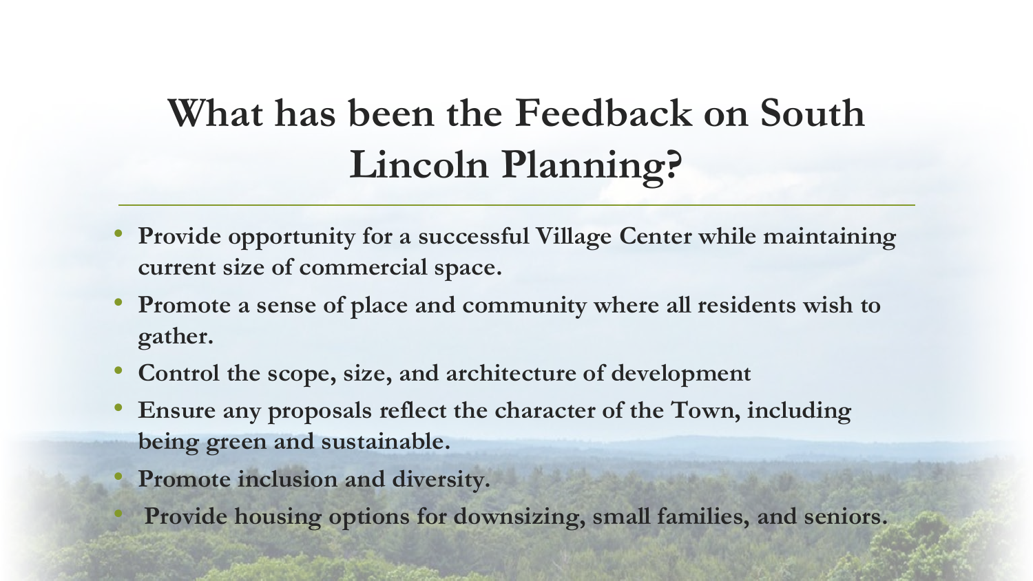# What has been the Feedback on South Lincoln Planning?

- **Provide opportunity for a successful Village Center while maintaining current size of commercial space.**
- **Promote a sense of place and community where all residents wish to gather.**
- **Control the scope, size, and architecture of development**
- **Ensure any proposals reflect the character of the Town, including being green and sustainable.**
- **Promote inclusion and diversity.**
- **Provide housing options for downsizing, small families, and seniors.**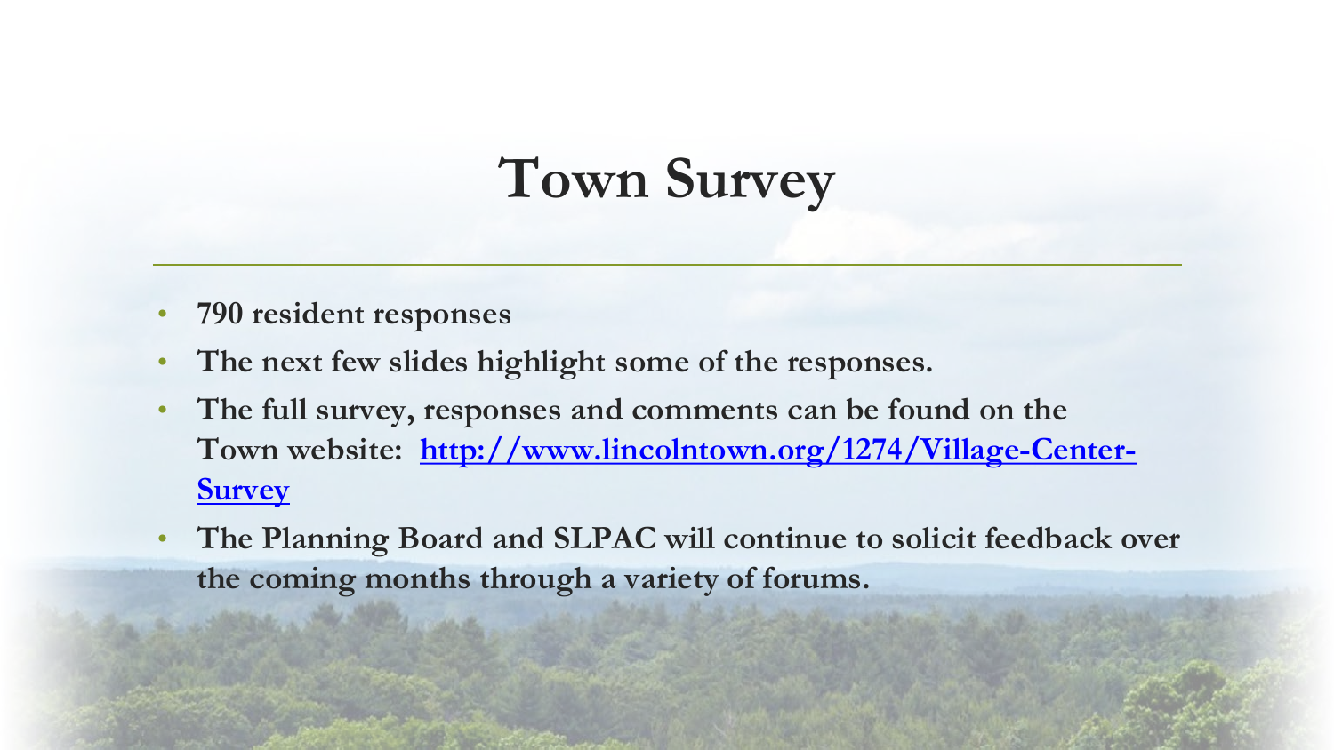# Town Survey

- **790 resident responses**
- **The next few slides highlight some of the responses.**
- **The full survey, responses and comments can be found on the Town website: [http://www.lincolntown.org/1274/Village-Center-Survey](http://www.lincolntown.org/1274/Village-Center-Survey)**
- **The Planning Board and SLPAC will continue to solicit feedback over the coming months through a variety of forums.**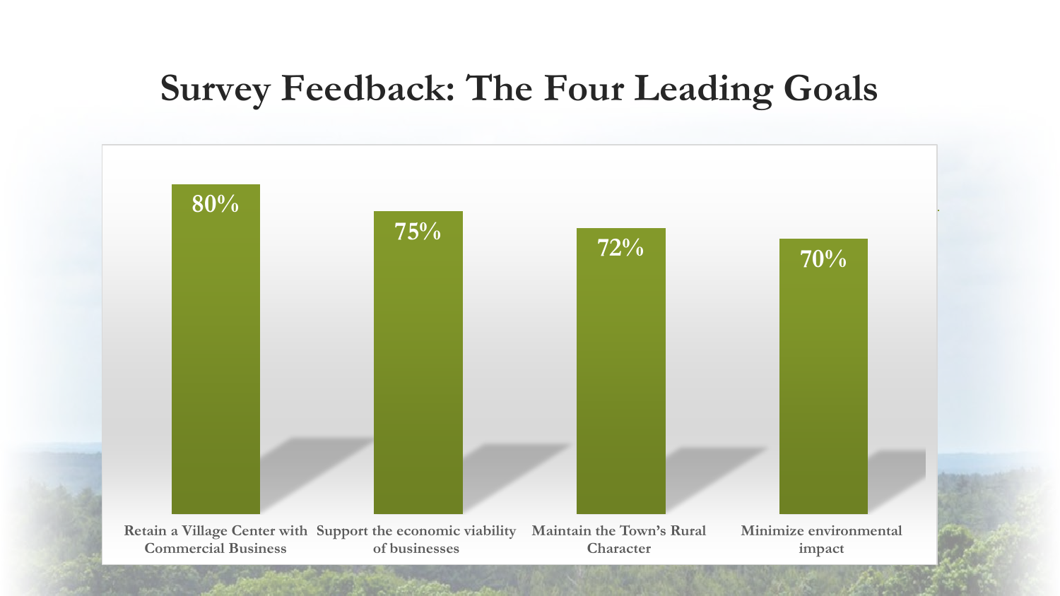# Survey Feedback: The Four Leading Goals

| Goal | Percentage |
|---|---|
| Retain a Village Center with Commercial Business | 80% |
| Support the economic viability of businesses | 75% |
| Maintain the Town's Rural Character | 72% |
| Minimize environmental impact | 70% |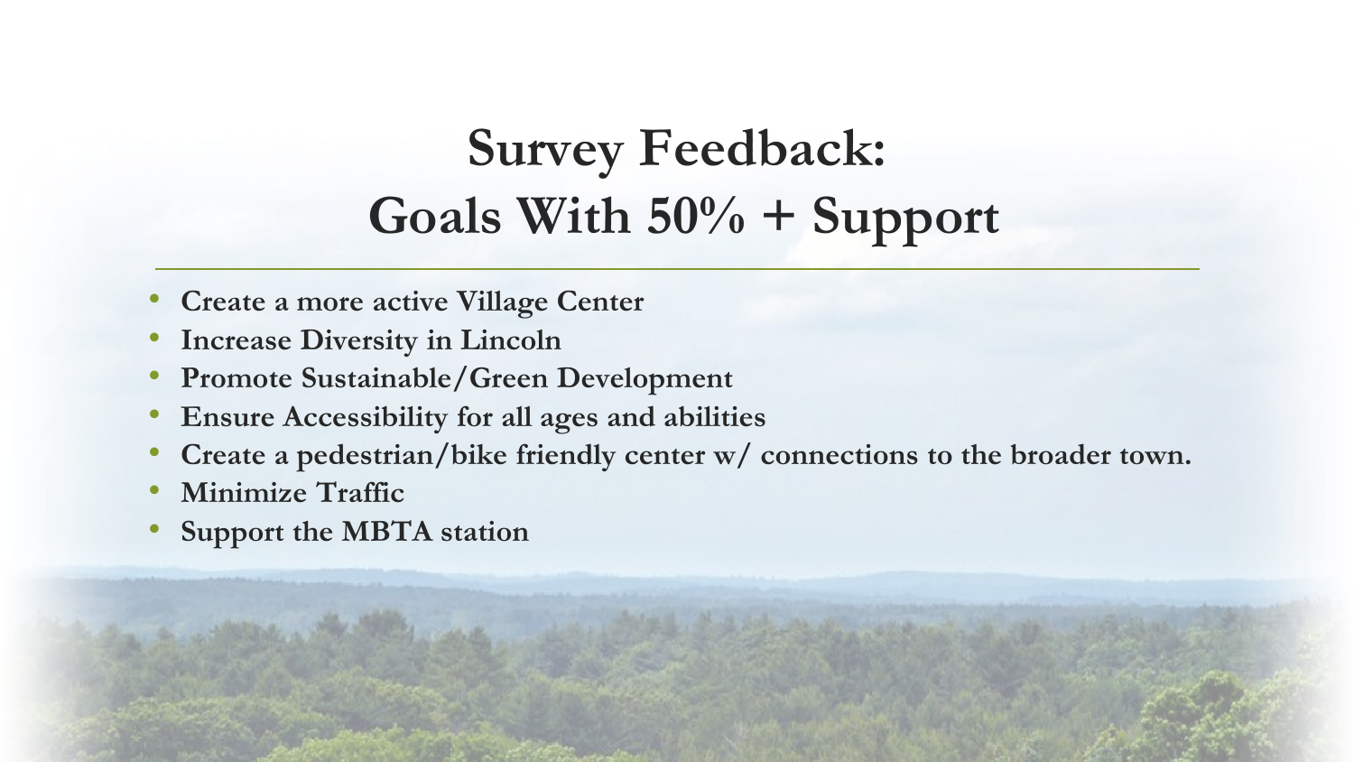# Survey Feedback: Goals With 50% + Support

- **Create a more active Village Center**
- **Increase Diversity in Lincoln**
- **Promote Sustainable/Green Development**
- **Ensure Accessibility for all ages and abilities**
- **Create a pedestrian/bike friendly center w/ connections to the broader town.**
- **Minimize Traffic**
- **Support the MBTA station**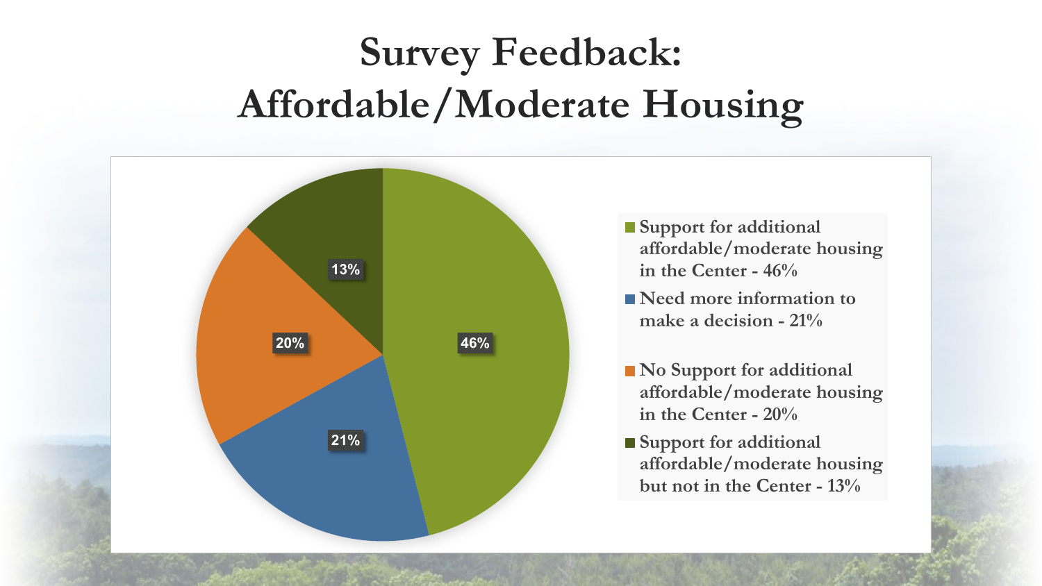# Survey Feedback: Affordable/Moderate Housing

- Support for additional affordable/moderate housing in the Center - 46%
- Need more information to make a decision - 21%
- No Support for additional affordable/moderate housing in the Center - 20%
- Support for additional affordable/moderate housing but not in the Center - 13%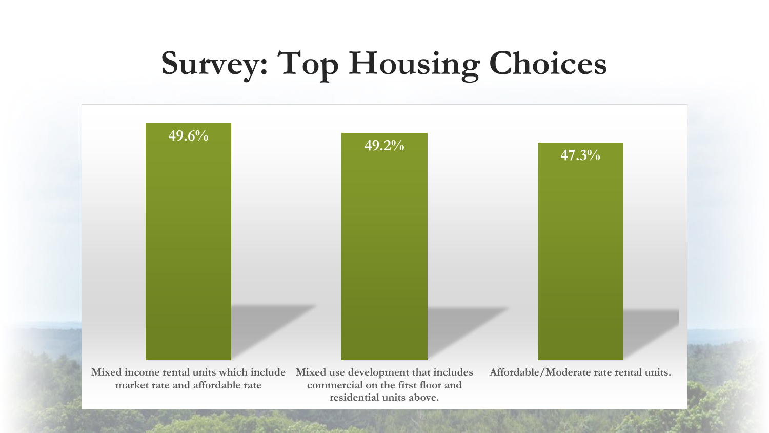# Survey: Top Housing Choices

| Housing Choice | Percentage |
|---|---|
| Mixed income rental units which include market rate and affordable rate | 49.6% |
| Mixed use development that includes commercial on the first floor and residential units above. | 49.2% |
| Affordable/Moderate rate rental units. | 47.3% |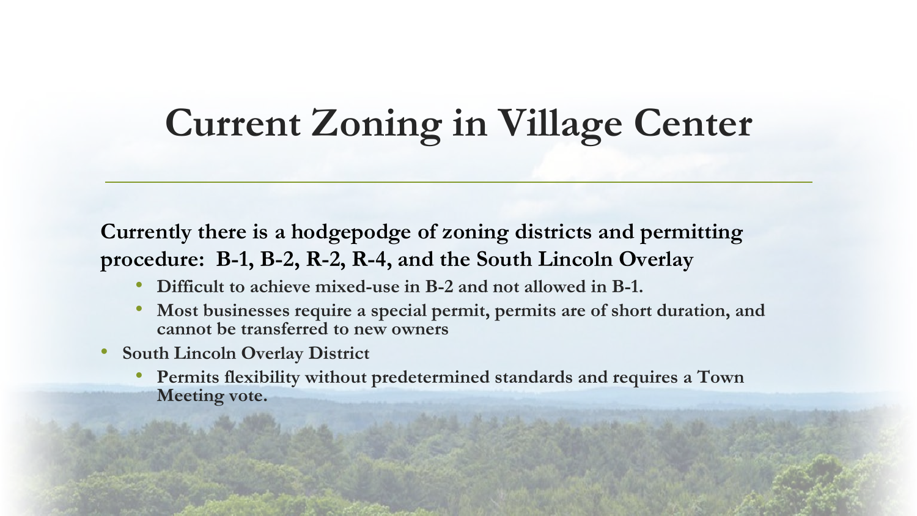# Current Zoning in Village Center

**Currently there is a hodgepodge of zoning districts and permitting procedure: B-1, B-2, R-2, R-4, and the South Lincoln Overlay**

  - **Difficult to achieve mixed-use in B-2 and not allowed in B-1.**
  - **Most businesses require a special permit, permits are of short duration, and cannot be transferred to new owners**
- **South Lincoln Overlay District**
  - **Permits flexibility without predetermined standards and requires a Town Meeting vote.**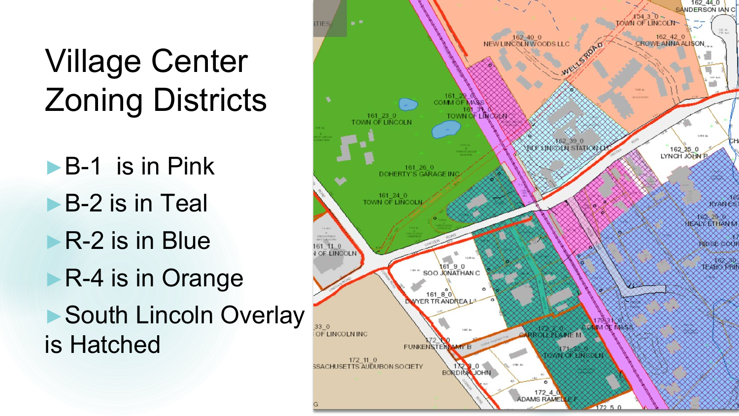# Village Center Zoning Districts

- B-1 is in Pink
- B-2 is in Teal
- R-2 is in Blue
- R-4 is in Orange
- South Lincoln Overlay is Hatched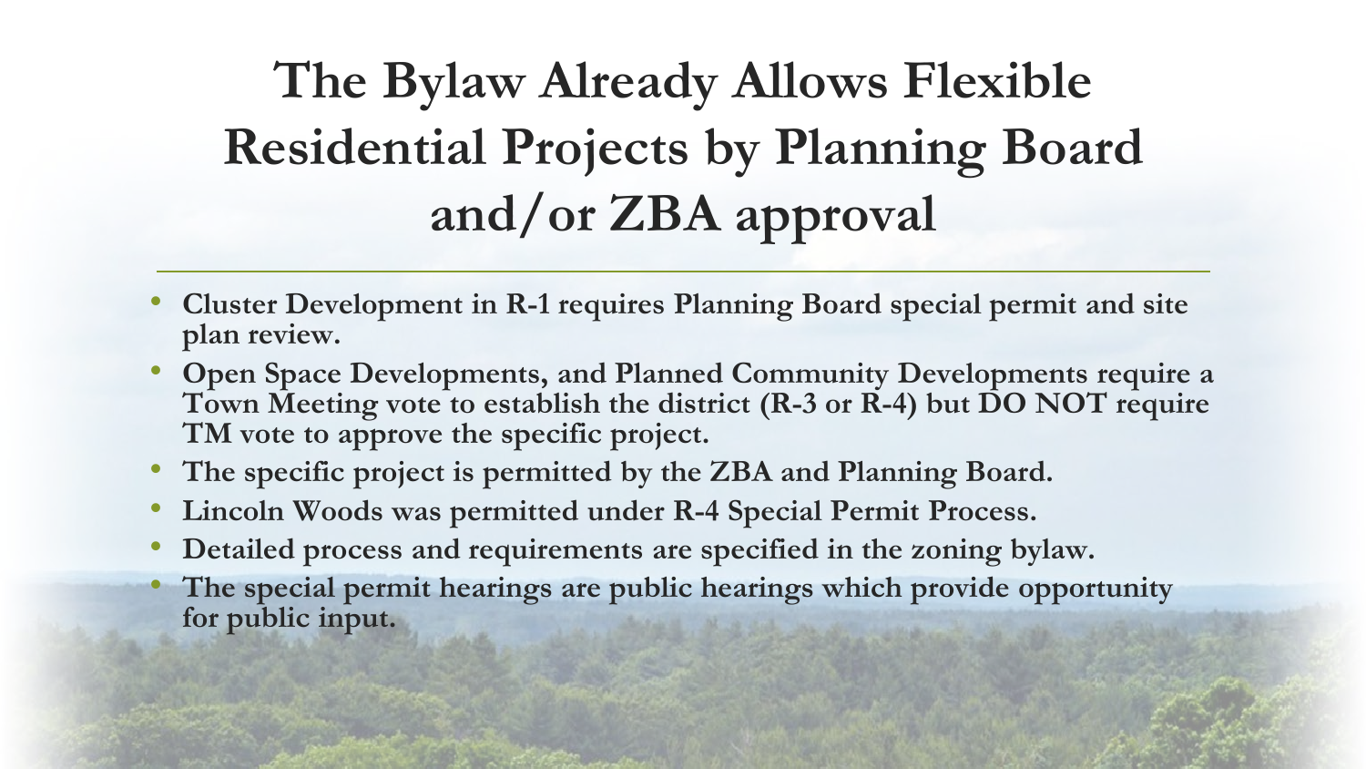# The Bylaw Already Allows Flexible Residential Projects by Planning Board and/or ZBA approval

- Cluster Development in R-1 requires Planning Board special permit and site plan review.
- Open Space Developments, and Planned Community Developments require a Town Meeting vote to establish the district (R-3 or R-4) but DO NOT require TM vote to approve the specific project.
- The specific project is permitted by the ZBA and Planning Board.
- Lincoln Woods was permitted under R-4 Special Permit Process.
- Detailed process and requirements are specified in the zoning bylaw.
- The special permit hearings are public hearings which provide opportunity for public input.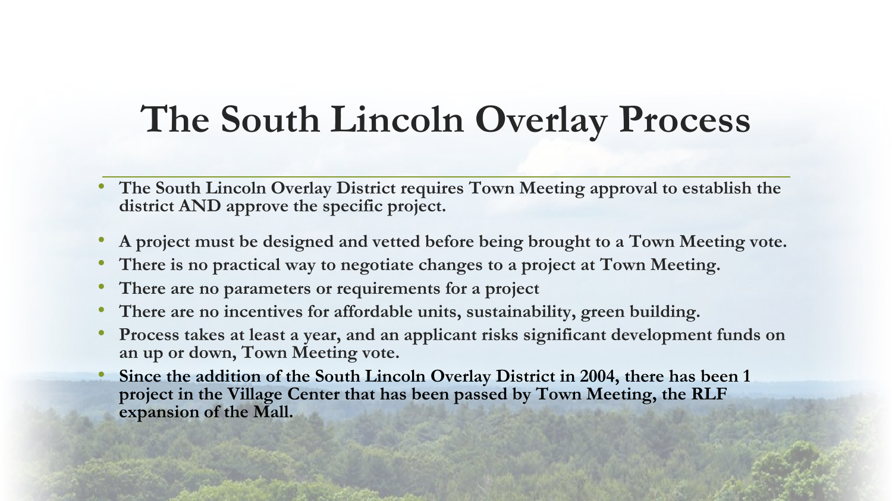# The South Lincoln Overlay Process

- **The South Lincoln Overlay District requires Town Meeting approval to establish the district AND approve the specific project.**
- **A project must be designed and vetted before being brought to a Town Meeting vote.**
- **There is no practical way to negotiate changes to a project at Town Meeting.**
- **There are no parameters or requirements for a project**
- **There are no incentives for affordable units, sustainability, green building.**
- **Process takes at least a year, and an applicant risks significant development funds on an up or down, Town Meeting vote.**
- **Since the addition of the South Lincoln Overlay District in 2004, there has been 1 project in the Village Center that has been passed by Town Meeting, the RLF expansion of the Mall.**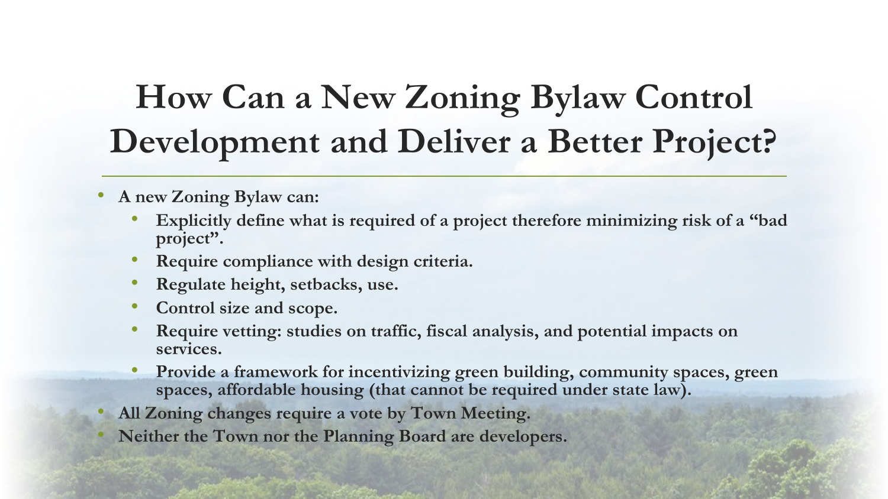# How Can a New Zoning Bylaw Control Development and Deliver a Better Project?

- **A new Zoning Bylaw can:**
  - **Explicitly define what is required of a project therefore minimizing risk of a "bad project".**
  - **Require compliance with design criteria.**
  - **Regulate height, setbacks, use.**
  - **Control size and scope.**
  - **Require vetting: studies on traffic, fiscal analysis, and potential impacts on services.**
  - **Provide a framework for incentivizing green building, community spaces, green spaces, affordable housing (that cannot be required under state law).**
- **All Zoning changes require a vote by Town Meeting.**
- **Neither the Town nor the Planning Board are developers.**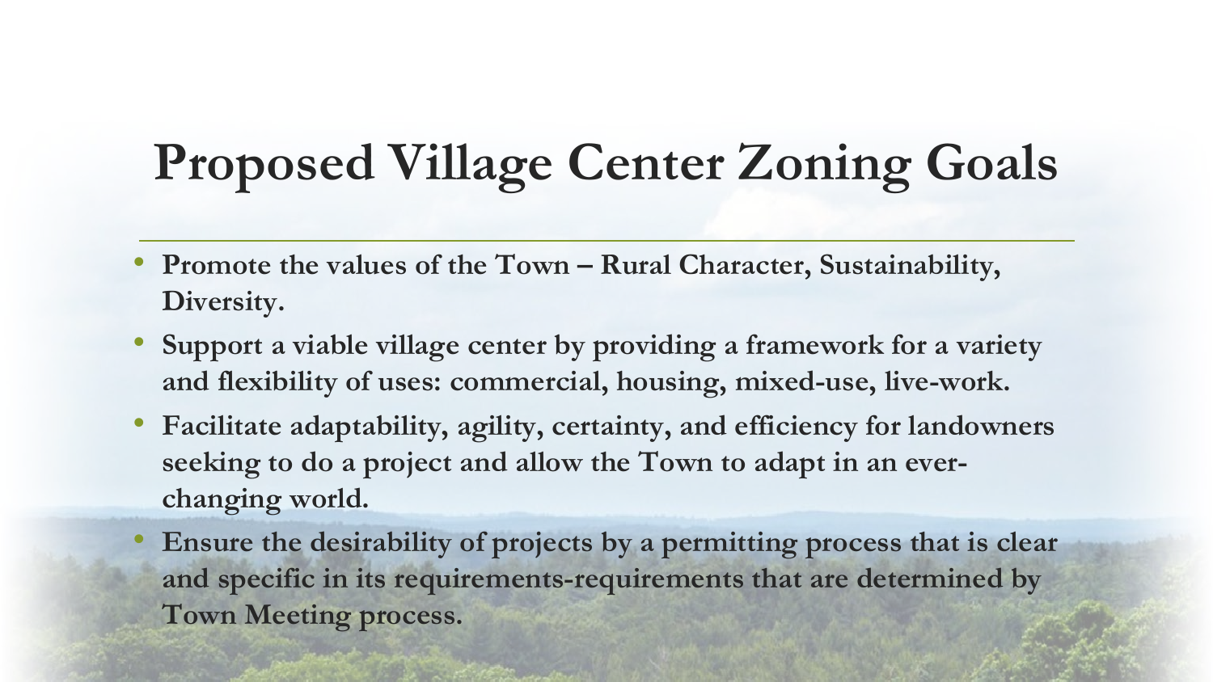# Proposed Village Center Zoning Goals

- **Promote the values of the Town – Rural Character, Sustainability, Diversity.**
- **Support a viable village center by providing a framework for a variety and flexibility of uses: commercial, housing, mixed-use, live-work.**
- **Facilitate adaptability, agility, certainty, and efficiency for landowners seeking to do a project and allow the Town to adapt in an ever-changing world.**
- **Ensure the desirability of projects by a permitting process that is clear and specific in its requirements-requirements that are determined by Town Meeting process.**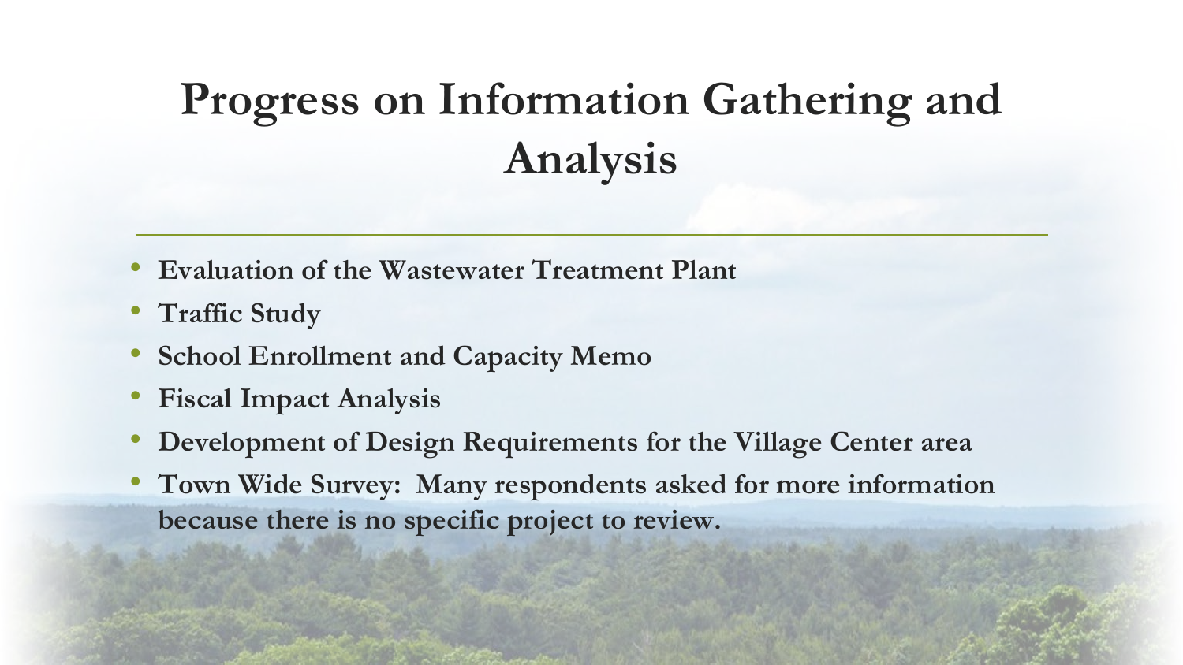# Progress on Information Gathering and Analysis

- **Evaluation of the Wastewater Treatment Plant**
- **Traffic Study**
- **School Enrollment and Capacity Memo**
- **Fiscal Impact Analysis**
- **Development of Design Requirements for the Village Center area**
- **Town Wide Survey: Many respondents asked for more information because there is no specific project to review.**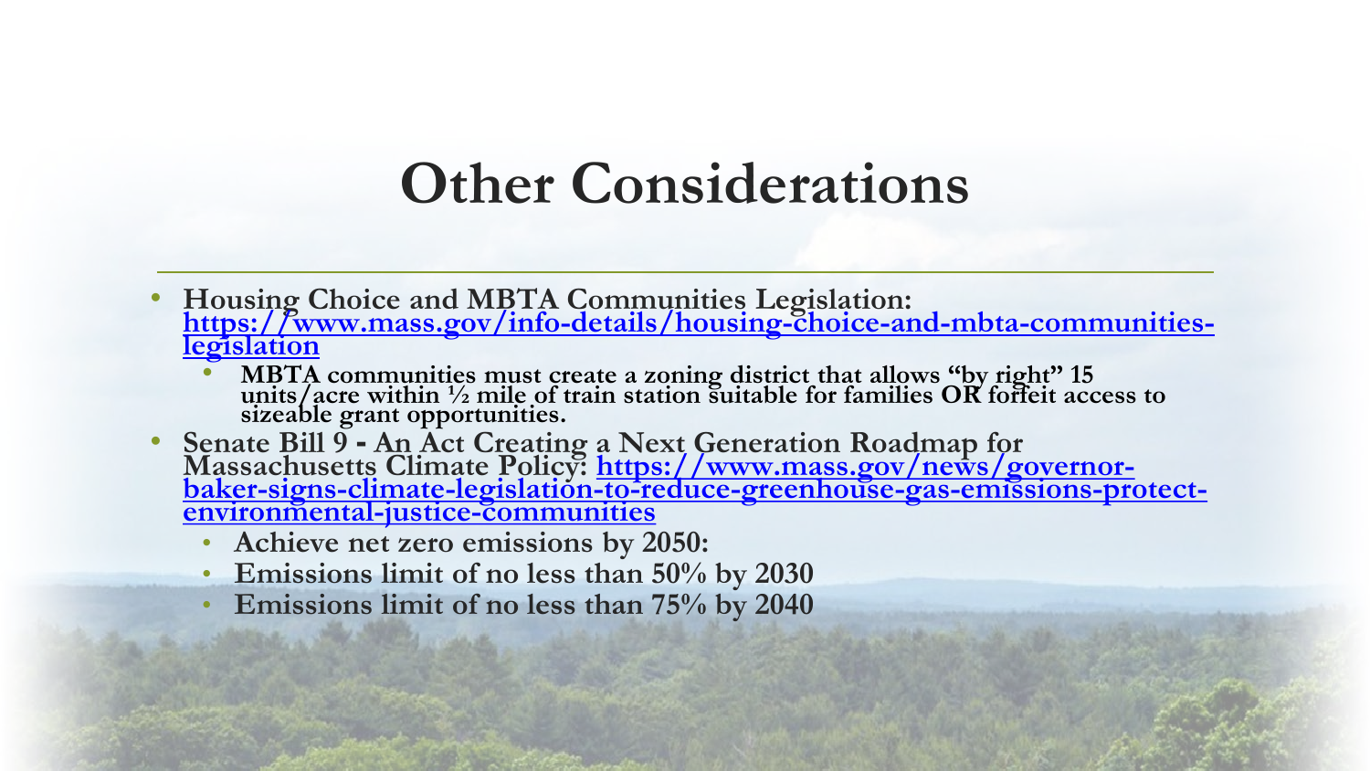# Other Considerations

- **Housing Choice and MBTA Communities Legislation: [https://www.mass.gov/info-details/housing-choice-and-mbta-communities-legislation](https://www.mass.gov/info-details/housing-choice-and-mbta-communities-legislation)**
  - **MBTA communities must create a zoning district that allows "by right" 15 units/acre within ½ mile of train station suitable for families OR forfeit access to sizeable grant opportunities.**
- **Senate Bill 9 - An Act Creating a Next Generation Roadmap for Massachusetts Climate Policy: [https://www.mass.gov/news/governor-baker-signs-climate-legislation-to-reduce-greenhouse-gas-emissions-protect-environmental-justice-communities](https://www.mass.gov/news/governor-baker-signs-climate-legislation-to-reduce-greenhouse-gas-emissions-protect-environmental-justice-communities)**
  - **Achieve net zero emissions by 2050:**
  - **Emissions limit of no less than 50% by 2030**
  - **Emissions limit of no less than 75% by 2040**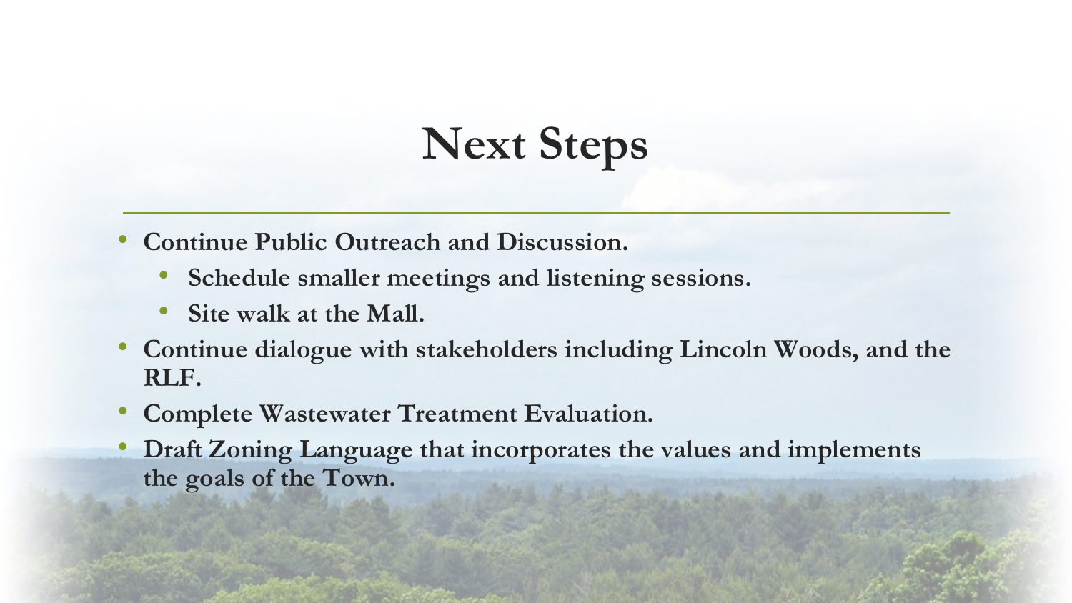# Next Steps

- **Continue Public Outreach and Discussion.**
  - **Schedule smaller meetings and listening sessions.**
  - **Site walk at the Mall.**
- **Continue dialogue with stakeholders including Lincoln Woods, and the RLF.**
- **Complete Wastewater Treatment Evaluation.**
- **Draft Zoning Language that incorporates the values and implements the goals of the Town.**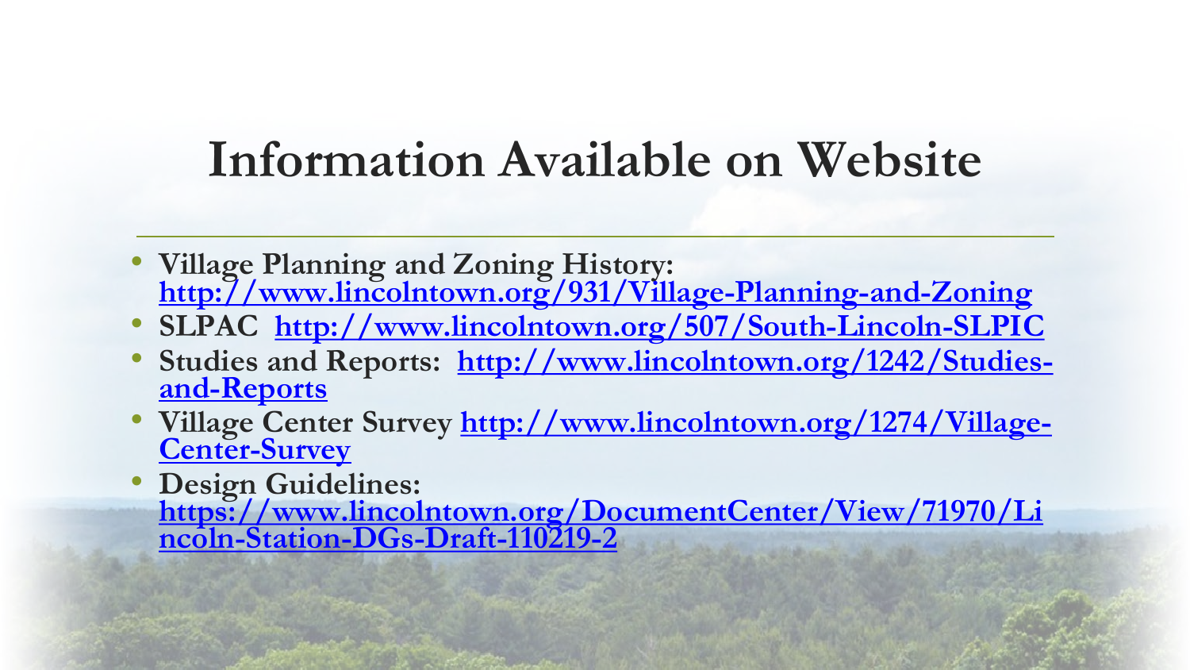# Information Available on Website

- **Village Planning and Zoning History: http://www.lincolntown.org/931/Village-Planning-and-Zoning**
- **SLPAC http://www.lincolntown.org/507/South-Lincoln-SLPIC**
- **Studies and Reports: http://www.lincolntown.org/1242/Studies-and-Reports**
- **Village Center Survey http://www.lincolntown.org/1274/Village-Center-Survey**
- **Design Guidelines: https://www.lincolntown.org/DocumentCenter/View/71970/Lincoln-Station-DGs-Draft-110219-2**